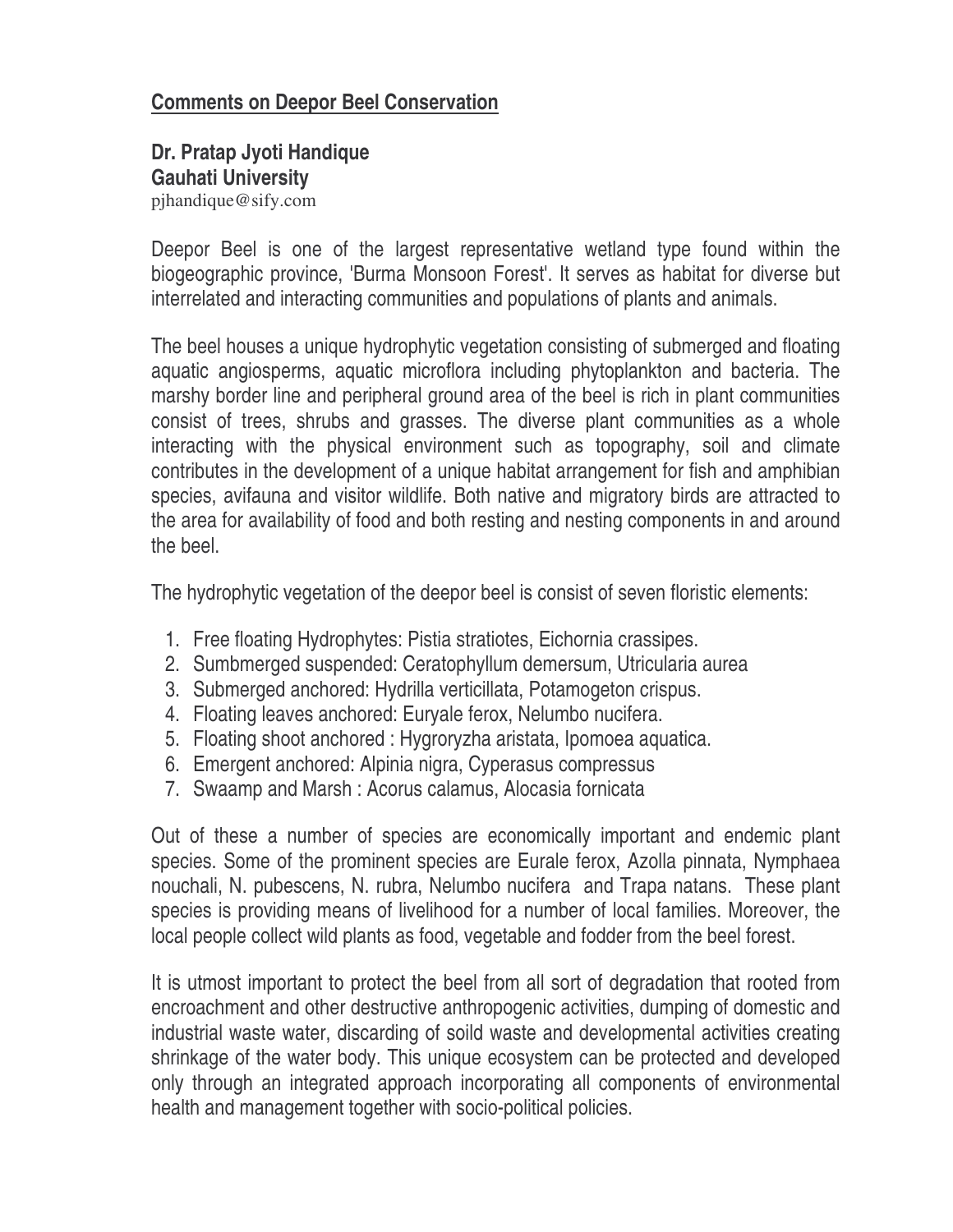**Comments on Deepor Beel Conservation**

**Dr. Pratap Jyoti Handique**
**Gauhati University**
pjhandique@sify.com

Deepor Beel is one of the largest representative wetland type found within the biogeographic province, 'Burma Monsoon Forest'. It serves as habitat for diverse but interrelated and interacting communities and populations of plants and animals.

The beel houses a unique hydrophytic vegetation consisting of submerged and floating aquatic angiosperms, aquatic microflora including phytoplankton and bacteria. The marshy border line and peripheral ground area of the beel is rich in plant communities consist of trees, shrubs and grasses. The diverse plant communities as a whole interacting with the physical environment such as topography, soil and climate contributes in the development of a unique habitat arrangement for fish and amphibian species, avifauna and visitor wildlife. Both native and migratory birds are attracted to the area for availability of food and both resting and nesting components in and around the beel.

The hydrophytic vegetation of the deepor beel is consist of seven floristic elements:

1. Free floating Hydrophytes: Pistia stratiotes, Eichornia crassipes.
2. Sumbmerged suspended: Ceratophyllum demersum, Utricularia aurea
3. Submerged anchored: Hydrilla verticillata, Potamogeton crispus.
4. Floating leaves anchored: Euryale ferox, Nelumbo nucifera.
5. Floating shoot anchored : Hygroryzha aristata, Ipomoea aquatica.
6. Emergent anchored: Alpinia nigra, Cyperasus compressus
7. Swaamp and Marsh : Acorus calamus, Alocasia fornicata

Out of these a number of species are economically important and endemic plant species. Some of the prominent species are Eurale ferox, Azolla pinnata, Nymphaea nouchali, N. pubescens, N. rubra, Nelumbo nucifera and Trapa natans. These plant species is providing means of livelihood for a number of local families. Moreover, the local people collect wild plants as food, vegetable and fodder from the beel forest.

It is utmost important to protect the beel from all sort of degradation that rooted from encroachment and other destructive anthropogenic activities, dumping of domestic and industrial waste water, discarding of soild waste and developmental activities creating shrinkage of the water body. This unique ecosystem can be protected and developed only through an integrated approach incorporating all components of environmental health and management together with socio-political policies.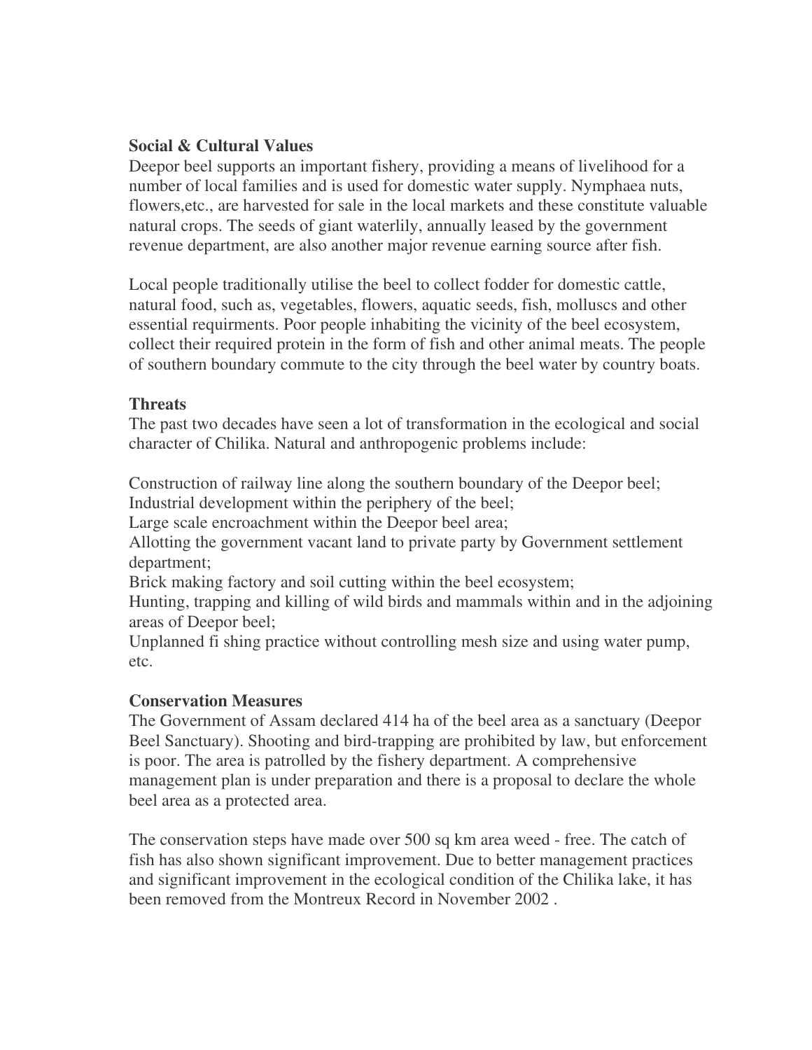**Social & Cultural Values**

Deepor beel supports an important fishery, providing a means of livelihood for a number of local families and is used for domestic water supply. Nymphaea nuts, flowers,etc., are harvested for sale in the local markets and these constitute valuable natural crops. The seeds of giant waterlily, annually leased by the government revenue department, are also another major revenue earning source after fish.

Local people traditionally utilise the beel to collect fodder for domestic cattle, natural food, such as, vegetables, flowers, aquatic seeds, fish, molluscs and other essential requirments. Poor people inhabiting the vicinity of the beel ecosystem, collect their required protein in the form of fish and other animal meats. The people of southern boundary commute to the city through the beel water by country boats.

**Threats**

The past two decades have seen a lot of transformation in the ecological and social character of Chilika. Natural and anthropogenic problems include:

Construction of railway line along the southern boundary of the Deepor beel;
Industrial development within the periphery of the beel;
Large scale encroachment within the Deepor beel area;
Allotting the government vacant land to private party by Government settlement department;
Brick making factory and soil cutting within the beel ecosystem;
Hunting, trapping and killing of wild birds and mammals within and in the adjoining areas of Deepor beel;
Unplanned fi shing practice without controlling mesh size and using water pump, etc.

**Conservation Measures**

The Government of Assam declared 414 ha of the beel area as a sanctuary (Deepor Beel Sanctuary). Shooting and bird-trapping are prohibited by law, but enforcement is poor. The area is patrolled by the fishery department. A comprehensive management plan is under preparation and there is a proposal to declare the whole beel area as a protected area.

The conservation steps have made over 500 sq km area weed - free. The catch of fish has also shown significant improvement. Due to better management practices and significant improvement in the ecological condition of the Chilika lake, it has been removed from the Montreux Record in November 2002 .